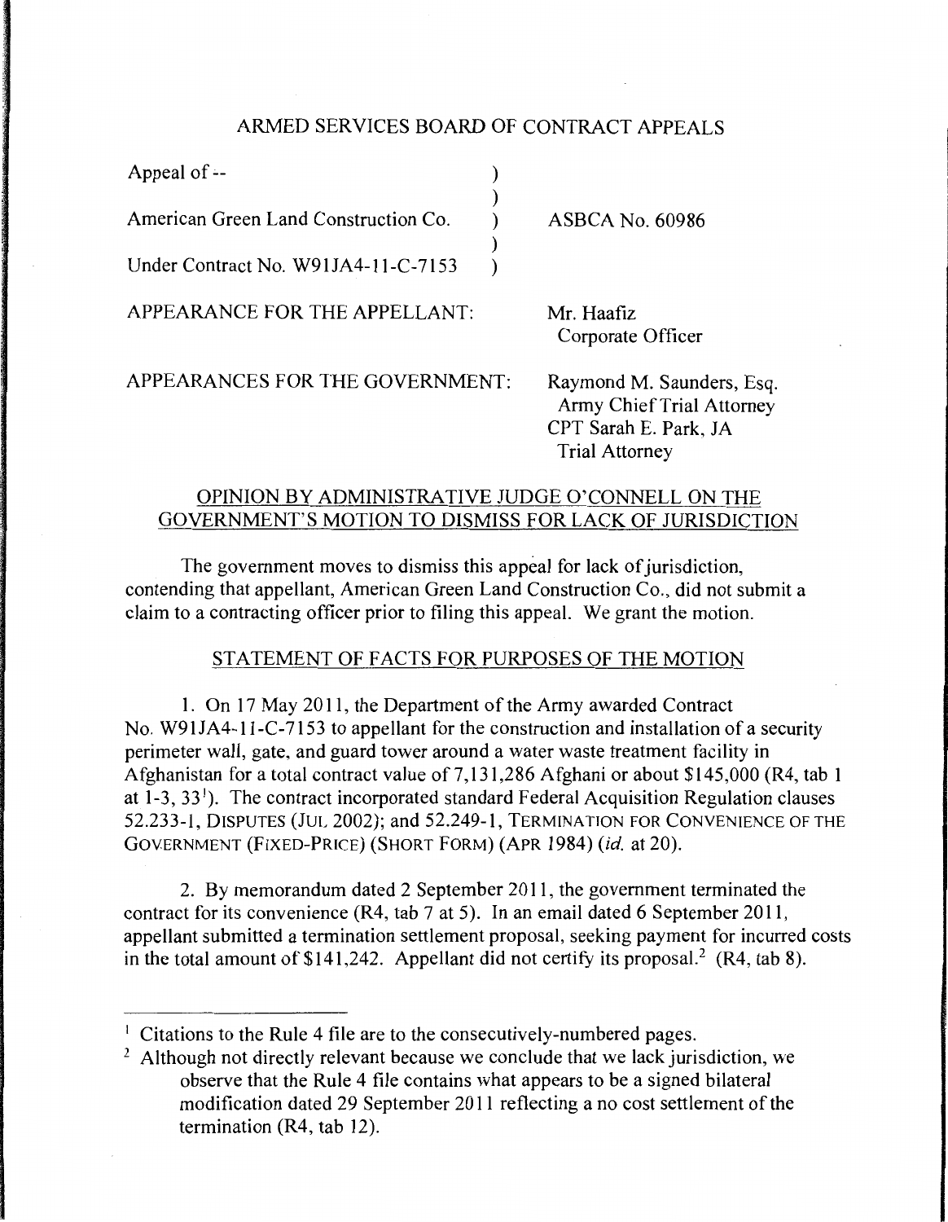# ARMED SERVICES BOARD OF CONTRACT APPEALS

| | |
|---|---|
| Appeal of -- | |
| American Green Land Construction Co. | ASBCA No. 60986 |
| Under Contract No. W91JA4-11-C-7153 | |

APPEARANCE FOR THE APPELLANT: Mr. Haafiz
Corporate Officer

APPEARANCES FOR THE GOVERNMENT: Raymond M. Saunders, Esq.
Army Chief Trial Attorney
CPT Sarah E. Park, JA
Trial Attorney

## OPINION BY ADMINISTRATIVE JUDGE O'CONNELL ON THE GOVERNMENT'S MOTION TO DISMISS FOR LACK OF JURISDICTION

The government moves to dismiss this appeal for lack of jurisdiction, contending that appellant, American Green Land Construction Co., did not submit a claim to a contracting officer prior to filing this appeal. We grant the motion.

## STATEMENT OF FACTS FOR PURPOSES OF THE MOTION

1. On 17 May 2011, the Department of the Army awarded Contract No. W91JA4-11-C-7153 to appellant for the construction and installation of a security perimeter wall, gate, and guard tower around a water waste treatment facility in Afghanistan for a total contract value of 7,131,286 Afghani or about $145,000 (R4, tab 1 at 1-3, 33[1]). The contract incorporated standard Federal Acquisition Regulation clauses 52.233-1, DISPUTES (JUL 2002); and 52.249-1, TERMINATION FOR CONVENIENCE OF THE GOVERNMENT (FIXED-PRICE) (SHORT FORM) (APR 1984) (*id.* at 20).

2. By memorandum dated 2 September 2011, the government terminated the contract for its convenience (R4, tab 7 at 5). In an email dated 6 September 2011, appellant submitted a termination settlement proposal, seeking payment for incurred costs in the total amount of $141,242. Appellant did not certify its proposal.[2] (R4, tab 8).

---

[1] Citations to the Rule 4 file are to the consecutively-numbered pages.

[2] Although not directly relevant because we conclude that we lack jurisdiction, we observe that the Rule 4 file contains what appears to be a signed bilateral modification dated 29 September 2011 reflecting a no cost settlement of the termination (R4, tab 12).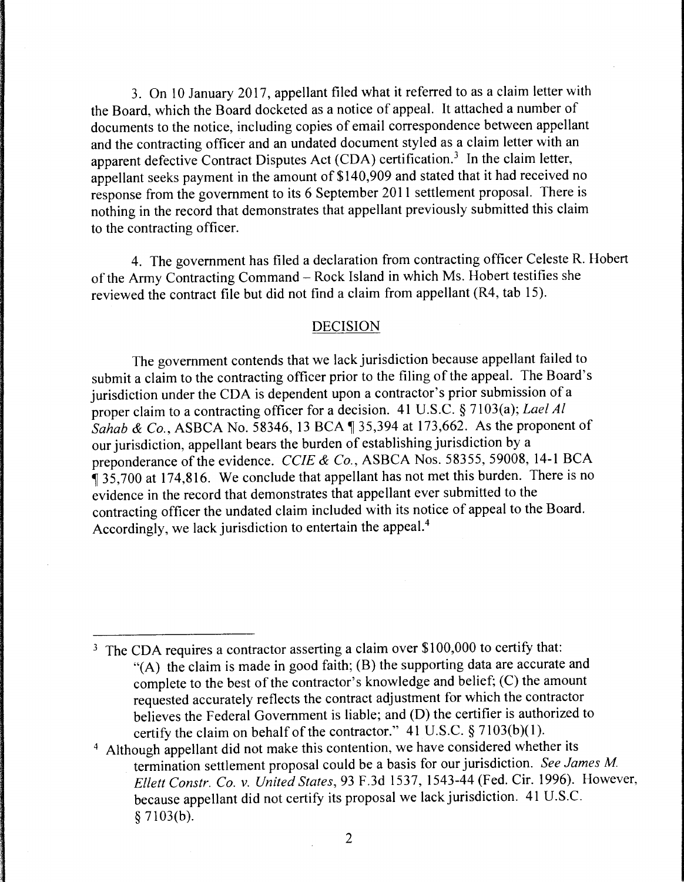3. On 10 January 2017, appellant filed what it referred to as a claim letter with the Board, which the Board docketed as a notice of appeal. It attached a number of documents to the notice, including copies of email correspondence between appellant and the contracting officer and an undated document styled as a claim letter with an apparent defective Contract Disputes Act (CDA) certification.[3] In the claim letter, appellant seeks payment in the amount of $140,909 and stated that it had received no response from the government to its 6 September 2011 settlement proposal. There is nothing in the record that demonstrates that appellant previously submitted this claim to the contracting officer.

4. The government has filed a declaration from contracting officer Celeste R. Hobert of the Army Contracting Command – Rock Island in which Ms. Hobert testifies she reviewed the contract file but did not find a claim from appellant (R4, tab 15).

## DECISION

The government contends that we lack jurisdiction because appellant failed to submit a claim to the contracting officer prior to the filing of the appeal. The Board's jurisdiction under the CDA is dependent upon a contractor's prior submission of a proper claim to a contracting officer for a decision. 41 U.S.C. § 7103(a); *Lael Al Sahab & Co.*, ASBCA No. 58346, 13 BCA ¶ 35,394 at 173,662. As the proponent of our jurisdiction, appellant bears the burden of establishing jurisdiction by a preponderance of the evidence. *CCIE & Co.*, ASBCA Nos. 58355, 59008, 14-1 BCA ¶ 35,700 at 174,816. We conclude that appellant has not met this burden. There is no evidence in the record that demonstrates that appellant ever submitted to the contracting officer the undated claim included with its notice of appeal to the Board. Accordingly, we lack jurisdiction to entertain the appeal.[4]

---

[3] The CDA requires a contractor asserting a claim over $100,000 to certify that: "(A) the claim is made in good faith; (B) the supporting data are accurate and complete to the best of the contractor's knowledge and belief; (C) the amount requested accurately reflects the contract adjustment for which the contractor believes the Federal Government is liable; and (D) the certifier is authorized to certify the claim on behalf of the contractor." 41 U.S.C. § 7103(b)(1).

[4] Although appellant did not make this contention, we have considered whether its termination settlement proposal could be a basis for our jurisdiction. *See James M. Ellett Constr. Co. v. United States*, 93 F.3d 1537, 1543-44 (Fed. Cir. 1996). However, because appellant did not certify its proposal we lack jurisdiction. 41 U.S.C. § 7103(b).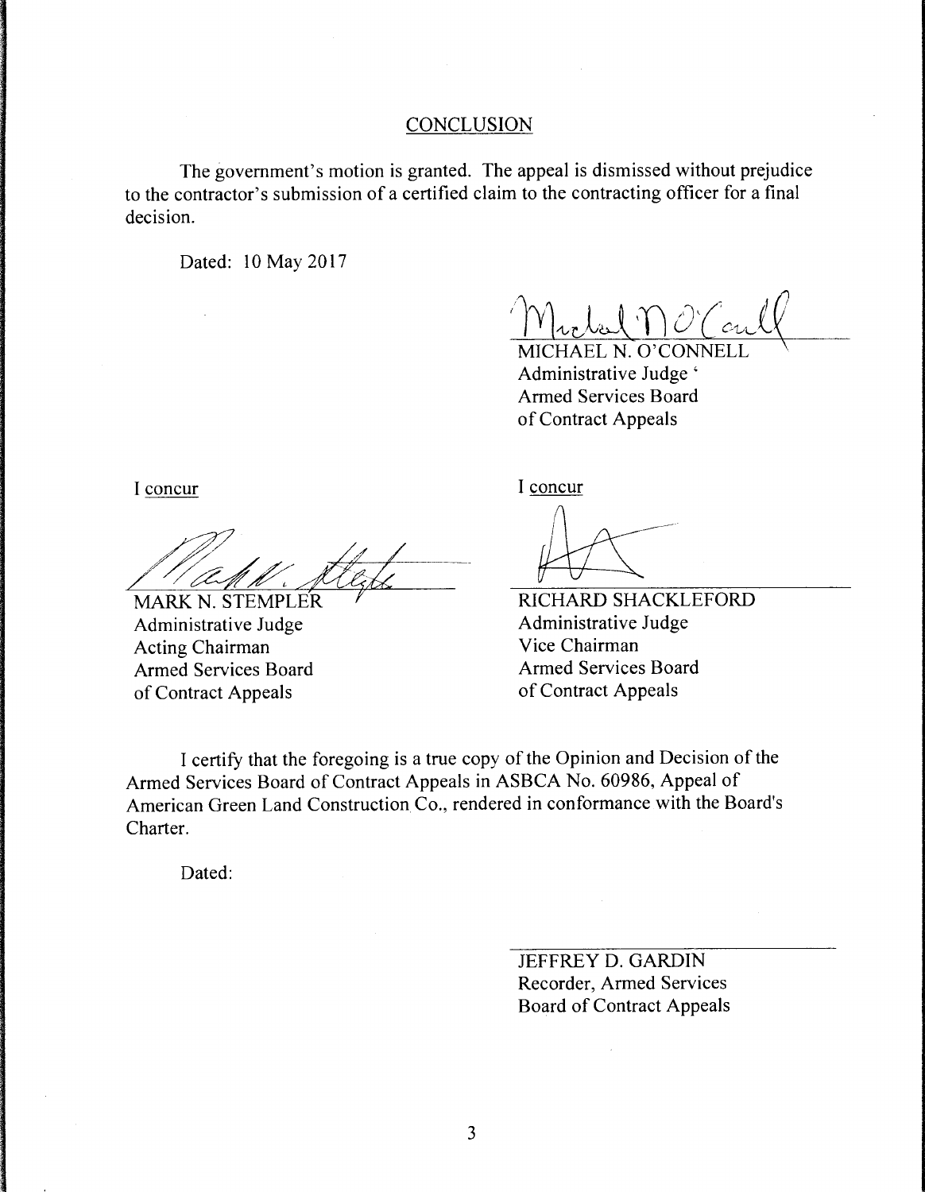## CONCLUSION

The government's motion is granted. The appeal is dismissed without prejudice to the contractor's submission of a certified claim to the contracting officer for a final decision.

Dated: 10 May 2017

MICHAEL N. O'CONNELL
Administrative Judge
Armed Services Board
of Contract Appeals

I concur

MARK N. STEMPLER
Administrative Judge
Acting Chairman
Armed Services Board
of Contract Appeals

I concur

RICHARD SHACKLEFORD
Administrative Judge
Vice Chairman
Armed Services Board
of Contract Appeals

I certify that the foregoing is a true copy of the Opinion and Decision of the Armed Services Board of Contract Appeals in ASBCA No. 60986, Appeal of American Green Land Construction Co., rendered in conformance with the Board's Charter.

Dated:

JEFFREY D. GARDIN
Recorder, Armed Services
Board of Contract Appeals